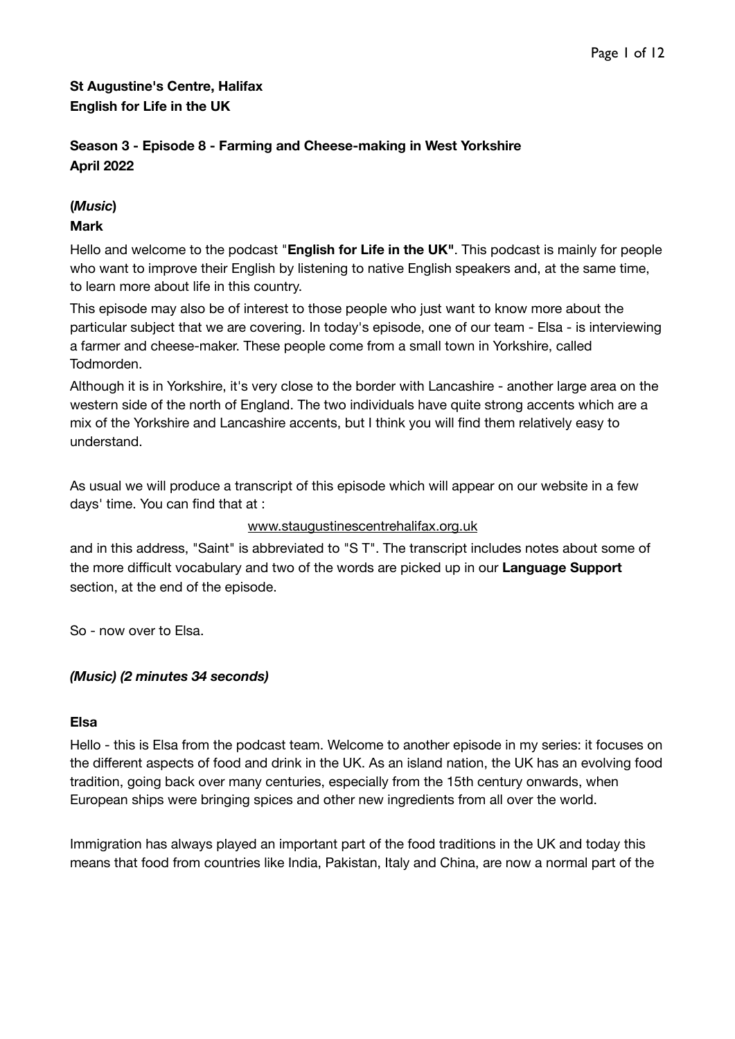**St Augustine's Centre, Halifax**
**English for Life in the UK**

**Season 3 - Episode 8 - Farming and Cheese-making in West Yorkshire**
**April 2022**

**(*Music*)**

**Mark**

Hello and welcome to the podcast "**English for Life in the UK"**. This podcast is mainly for people who want to improve their English by listening to native English speakers and, at the same time, to learn more about life in this country.

This episode may also be of interest to those people who just want to know more about the particular subject that we are covering. In today's episode, one of our team - Elsa - is interviewing a farmer and cheese-maker. These people come from a small town in Yorkshire, called Todmorden.

Although it is in Yorkshire, it's very close to the border with Lancashire - another large area on the western side of the north of England. The two individuals have quite strong accents which are a mix of the Yorkshire and Lancashire accents, but I think you will find them relatively easy to understand.

As usual we will produce a transcript of this episode which will appear on our website in a few days' time. You can find that at :

www.staugustinescentrehalifax.org.uk

and in this address, "Saint" is abbreviated to "S T". The transcript includes notes about some of the more difficult vocabulary and two of the words are picked up in our **Language Support** section, at the end of the episode.

So - now over to Elsa.

***(Music) (2 minutes 34 seconds)***

**Elsa**

Hello - this is Elsa from the podcast team. Welcome to another episode in my series: it focuses on the different aspects of food and drink in the UK. As an island nation, the UK has an evolving food tradition, going back over many centuries, especially from the 15th century onwards, when European ships were bringing spices and other new ingredients from all over the world.

Immigration has always played an important part of the food traditions in the UK and today this means that food from countries like India, Pakistan, Italy and China, are now a normal part of the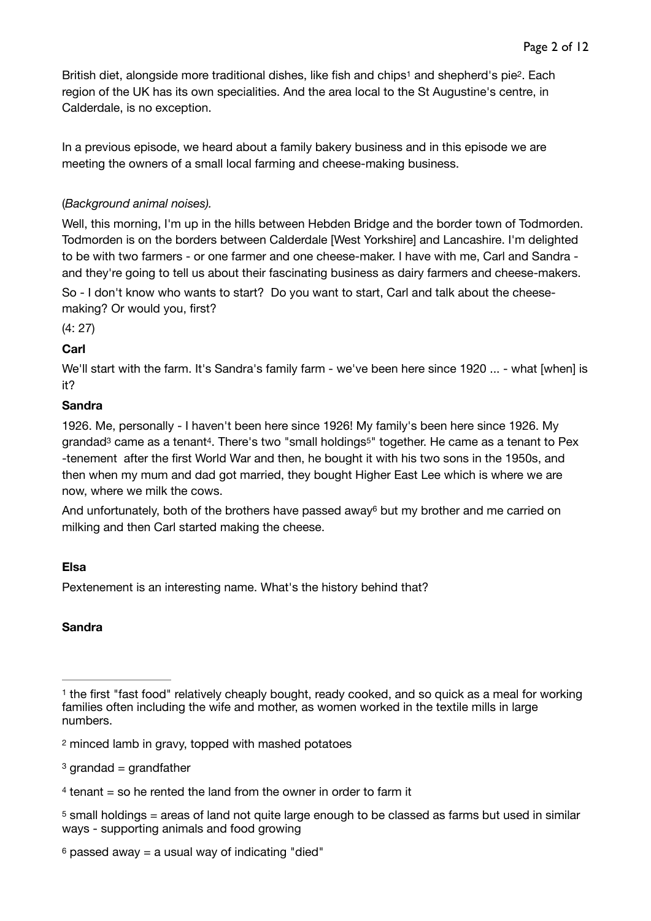British diet, alongside more traditional dishes, like fish and chips[1] and shepherd's pie[2]. Each region of the UK has its own specialities. And the area local to the St Augustine's centre, in Calderdale, is no exception.

In a previous episode, we heard about a family bakery business and in this episode we are meeting the owners of a small local farming and cheese-making business.

(*Background animal noises).*

Well, this morning, I'm up in the hills between Hebden Bridge and the border town of Todmorden. Todmorden is on the borders between Calderdale [West Yorkshire] and Lancashire. I'm delighted to be with two farmers - or one farmer and one cheese-maker. I have with me, Carl and Sandra - and they're going to tell us about their fascinating business as dairy farmers and cheese-makers.

So - I don't know who wants to start? Do you want to start, Carl and talk about the cheese-making? Or would you, first?

(4: 27)

**Carl**

We'll start with the farm. It's Sandra's family farm - we've been here since 1920 ... - what [when] is it?

**Sandra**

1926. Me, personally - I haven't been here since 1926! My family's been here since 1926. My grandad[3] came as a tenant[4]. There's two "small holdings[5]" together. He came as a tenant to Pex -tenement after the first World War and then, he bought it with his two sons in the 1950s, and then when my mum and dad got married, they bought Higher East Lee which is where we are now, where we milk the cows.

And unfortunately, both of the brothers have passed away[6] but my brother and me carried on milking and then Carl started making the cheese.

**Elsa**

Pextenement is an interesting name. What's the history behind that?

**Sandra**

---

[1] the first "fast food" relatively cheaply bought, ready cooked, and so quick as a meal for working families often including the wife and mother, as women worked in the textile mills in large numbers.

[2] minced lamb in gravy, topped with mashed potatoes

[3] grandad = grandfather

[4] tenant = so he rented the land from the owner in order to farm it

[5] small holdings = areas of land not quite large enough to be classed as farms but used in similar ways - supporting animals and food growing

[6] passed away = a usual way of indicating "died"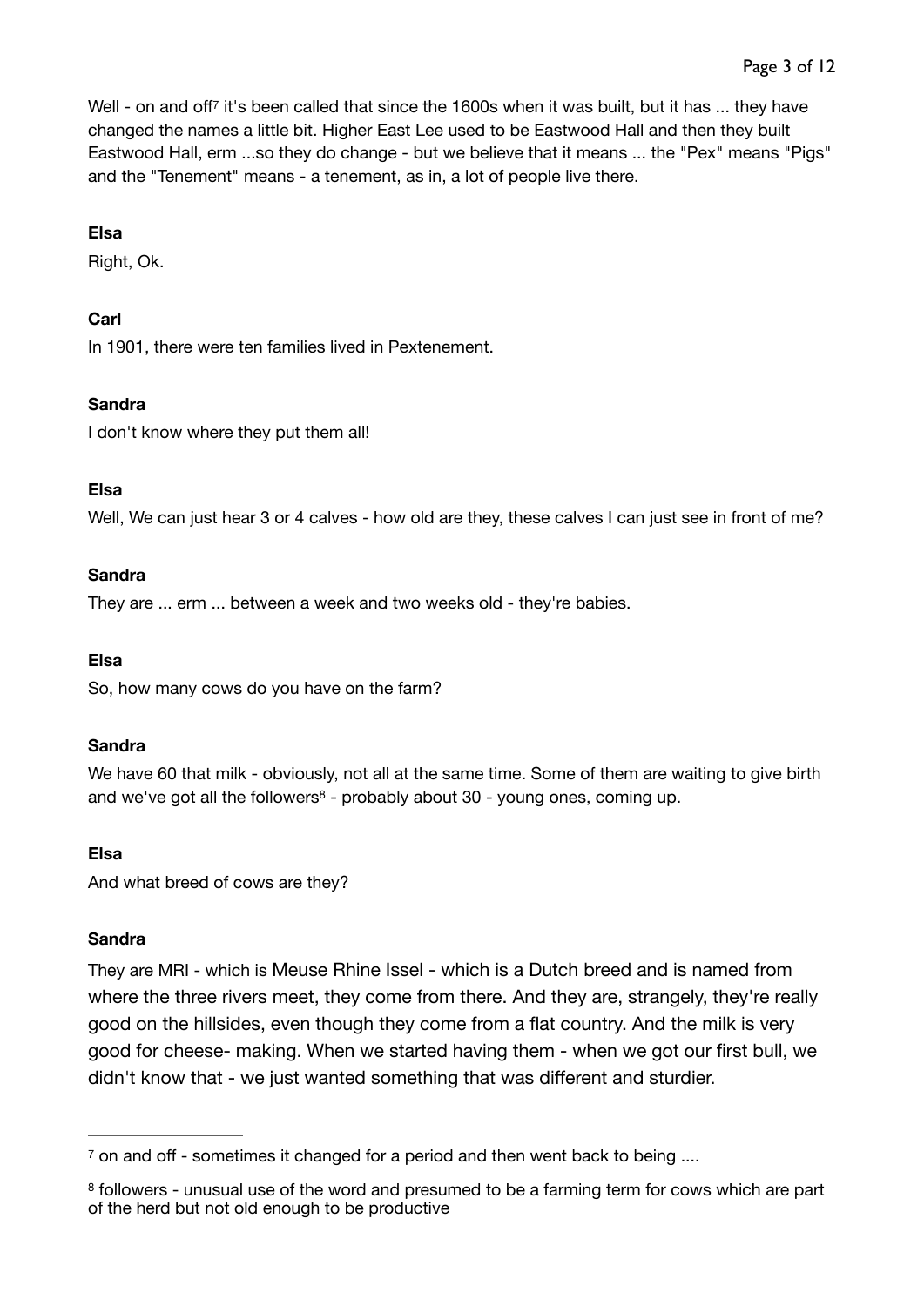Well - on and off[7] it's been called that since the 1600s when it was built, but it has ... they have changed the names a little bit. Higher East Lee used to be Eastwood Hall and then they built Eastwood Hall, erm ...so they do change - but we believe that it means ... the "Pex" means "Pigs" and the "Tenement" means - a tenement, as in, a lot of people live there.

**Elsa**

Right, Ok.

**Carl**

In 1901, there were ten families lived in Pextenement.

**Sandra**

I don't know where they put them all!

**Elsa**

Well, We can just hear 3 or 4 calves - how old are they, these calves I can just see in front of me?

**Sandra**

They are ... erm ... between a week and two weeks old - they're babies.

**Elsa**

So, how many cows do you have on the farm?

**Sandra**

We have 60 that milk - obviously, not all at the same time. Some of them are waiting to give birth and we've got all the followers[8] - probably about 30 - young ones, coming up.

**Elsa**

And what breed of cows are they?

**Sandra**

They are MRI - which is Meuse Rhine Issel - which is a Dutch breed and is named from where the three rivers meet, they come from there. And they are, strangely, they're really good on the hillsides, even though they come from a flat country. And the milk is very good for cheese- making. When we started having them - when we got our first bull, we didn't know that - we just wanted something that was different and sturdier.

---

[7] on and off - sometimes it changed for a period and then went back to being ....

[8] followers - unusual use of the word and presumed to be a farming term for cows which are part of the herd but not old enough to be productive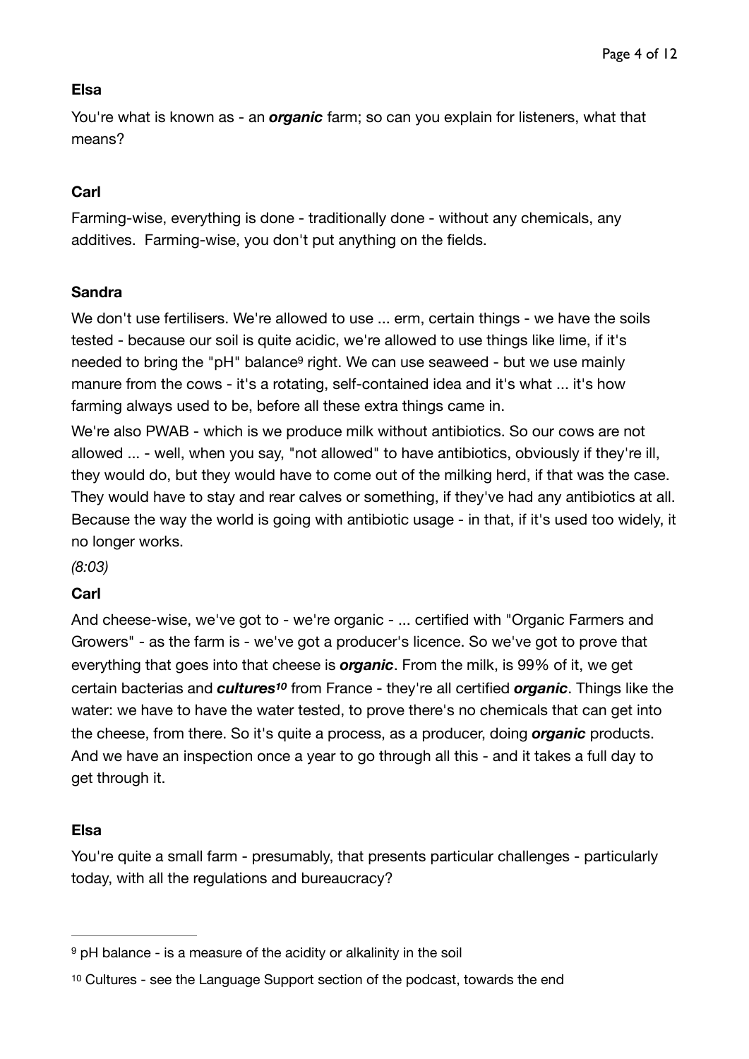**Elsa**

You're what is known as - an ***organic*** farm; so can you explain for listeners, what that means?

**Carl**

Farming-wise, everything is done - traditionally done - without any chemicals, any additives. Farming-wise, you don't put anything on the fields.

**Sandra**

We don't use fertilisers. We're allowed to use ... erm, certain things - we have the soils tested - because our soil is quite acidic, we're allowed to use things like lime, if it's needed to bring the "pH" balance[9] right. We can use seaweed - but we use mainly manure from the cows - it's a rotating, self-contained idea and it's what ... it's how farming always used to be, before all these extra things came in.

We're also PWAB - which is we produce milk without antibiotics. So our cows are not allowed ... - well, when you say, "not allowed" to have antibiotics, obviously if they're ill, they would do, but they would have to come out of the milking herd, if that was the case. They would have to stay and rear calves or something, if they've had any antibiotics at all. Because the way the world is going with antibiotic usage - in that, if it's used too widely, it no longer works.

*(8:03)*

**Carl**

And cheese-wise, we've got to - we're organic - ... certified with "Organic Farmers and Growers" - as the farm is - we've got a producer's licence. So we've got to prove that everything that goes into that cheese is ***organic***. From the milk, is 99% of it, we get certain bacterias and ***cultures***[10] from France - they're all certified ***organic***. Things like the water: we have to have the water tested, to prove there's no chemicals that can get into the cheese, from there. So it's quite a process, as a producer, doing ***organic*** products. And we have an inspection once a year to go through all this - and it takes a full day to get through it.

**Elsa**

You're quite a small farm - presumably, that presents particular challenges - particularly today, with all the regulations and bureaucracy?

---

[9] pH balance - is a measure of the acidity or alkalinity in the soil

[10] Cultures - see the Language Support section of the podcast, towards the end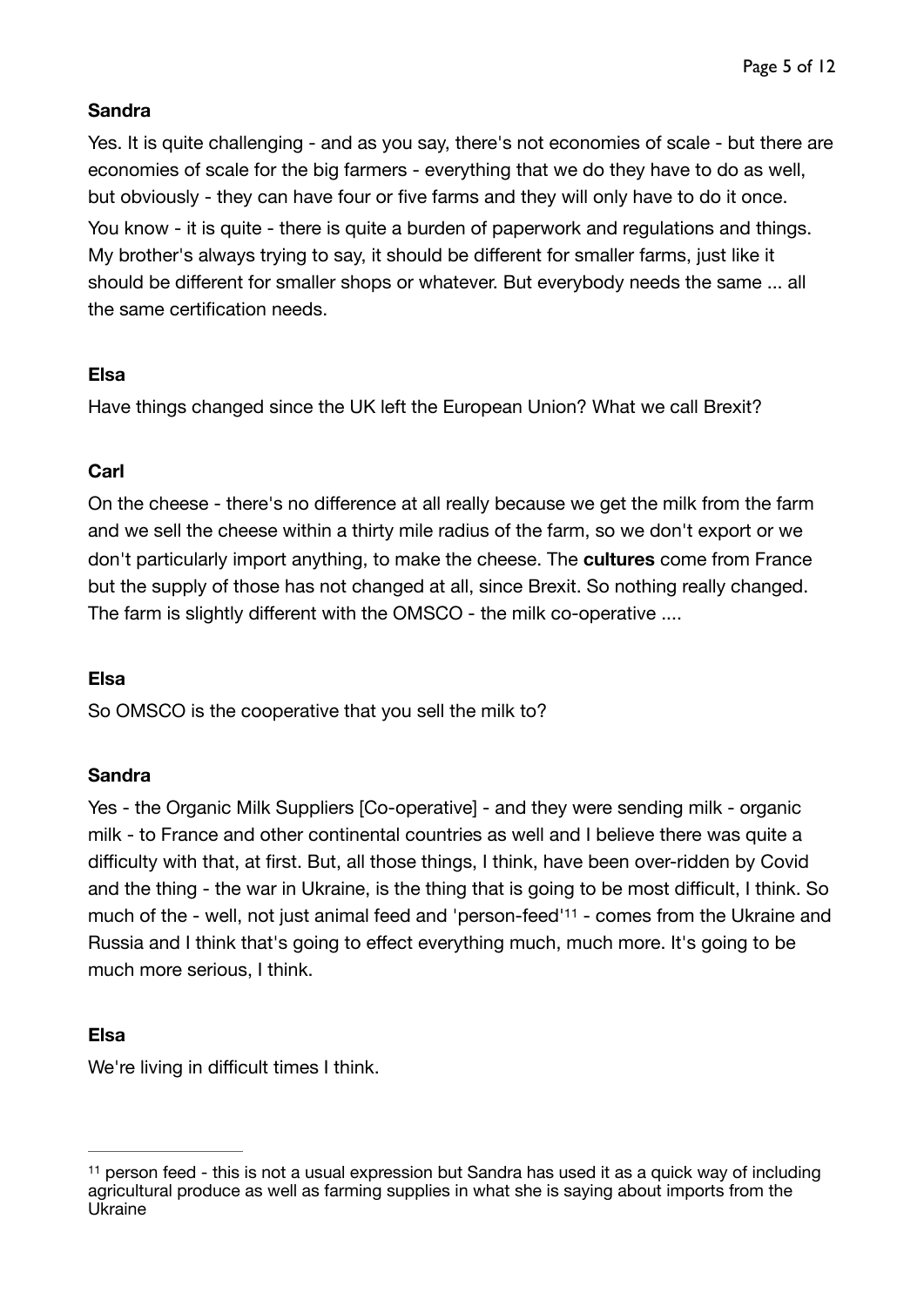**Sandra**

Yes. It is quite challenging - and as you say, there's not economies of scale - but there are economies of scale for the big farmers - everything that we do they have to do as well, but obviously - they can have four or five farms and they will only have to do it once. You know - it is quite - there is quite a burden of paperwork and regulations and things. My brother's always trying to say, it should be different for smaller farms, just like it should be different for smaller shops or whatever. But everybody needs the same ... all the same certification needs.

**Elsa**

Have things changed since the UK left the European Union? What we call Brexit?

**Carl**

On the cheese - there's no difference at all really because we get the milk from the farm and we sell the cheese within a thirty mile radius of the farm, so we don't export or we don't particularly import anything, to make the cheese. The **cultures** come from France but the supply of those has not changed at all, since Brexit. So nothing really changed. The farm is slightly different with the OMSCO - the milk co-operative ....

**Elsa**

So OMSCO is the cooperative that you sell the milk to?

**Sandra**

Yes - the Organic Milk Suppliers [Co-operative] - and they were sending milk - organic milk - to France and other continental countries as well and I believe there was quite a difficulty with that, at first. But, all those things, I think, have been over-ridden by Covid and the thing - the war in Ukraine, is the thing that is going to be most difficult, I think. So much of the - well, not just animal feed and 'person-feed'[11] - comes from the Ukraine and Russia and I think that's going to effect everything much, much more. It's going to be much more serious, I think.

**Elsa**

We're living in difficult times I think.

---

[11] person feed - this is not a usual expression but Sandra has used it as a quick way of including agricultural produce as well as farming supplies in what she is saying about imports from the Ukraine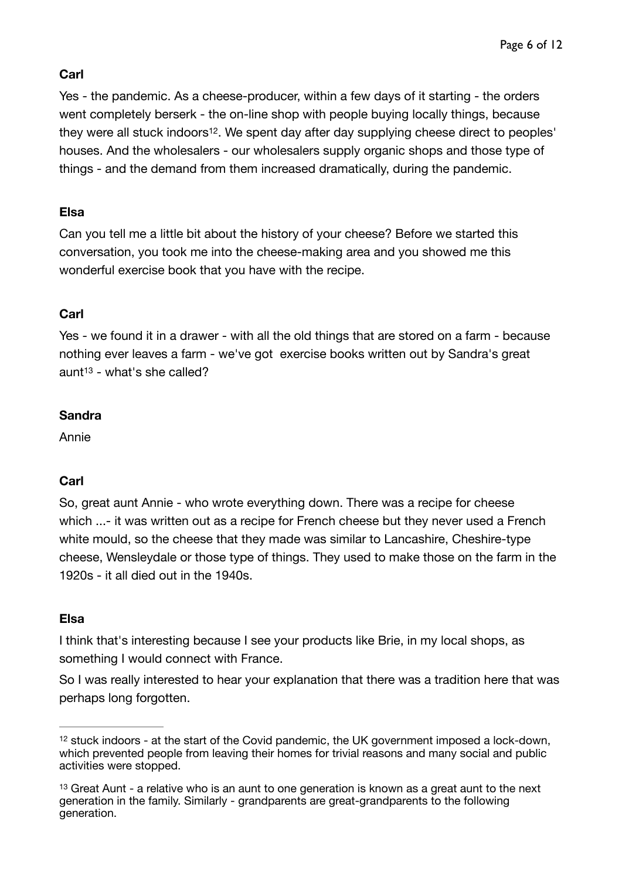**Carl**

Yes - the pandemic. As a cheese-producer, within a few days of it starting - the orders went completely berserk - the on-line shop with people buying locally things, because they were all stuck indoors[12]. We spent day after day supplying cheese direct to peoples' houses. And the wholesalers - our wholesalers supply organic shops and those type of things - and the demand from them increased dramatically, during the pandemic.

**Elsa**

Can you tell me a little bit about the history of your cheese? Before we started this conversation, you took me into the cheese-making area and you showed me this wonderful exercise book that you have with the recipe.

**Carl**

Yes - we found it in a drawer - with all the old things that are stored on a farm - because nothing ever leaves a farm - we've got exercise books written out by Sandra's great aunt[13] - what's she called?

**Sandra**

Annie

**Carl**

So, great aunt Annie - who wrote everything down. There was a recipe for cheese which ...- it was written out as a recipe for French cheese but they never used a French white mould, so the cheese that they made was similar to Lancashire, Cheshire-type cheese, Wensleydale or those type of things. They used to make those on the farm in the 1920s - it all died out in the 1940s.

**Elsa**

I think that's interesting because I see your products like Brie, in my local shops, as something I would connect with France.

So I was really interested to hear your explanation that there was a tradition here that was perhaps long forgotten.

---

[12] stuck indoors - at the start of the Covid pandemic, the UK government imposed a lock-down, which prevented people from leaving their homes for trivial reasons and many social and public activities were stopped.

[13] Great Aunt - a relative who is an aunt to one generation is known as a great aunt to the next generation in the family. Similarly - grandparents are great-grandparents to the following generation.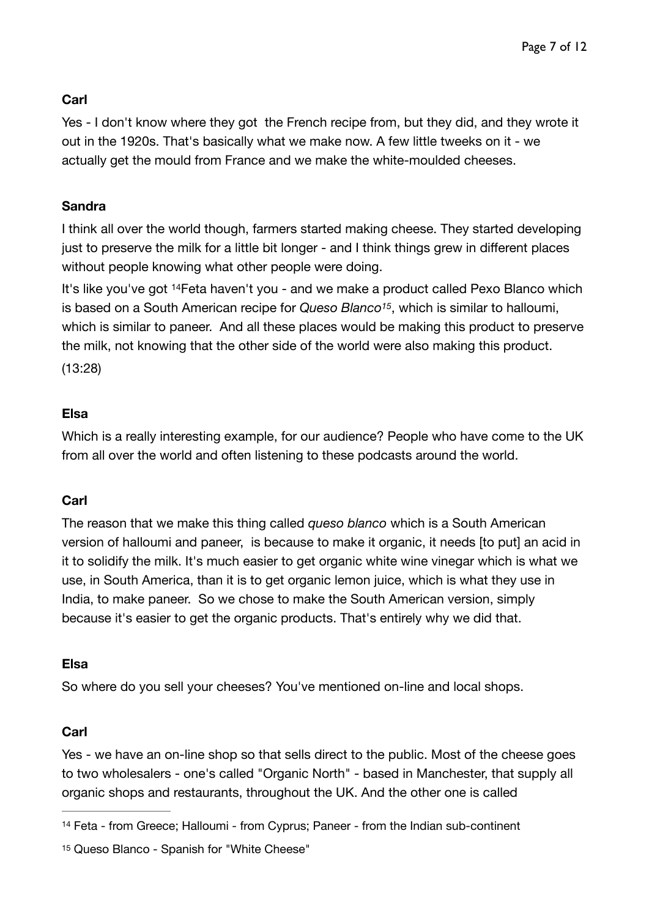**Carl**

Yes - I don't know where they got the French recipe from, but they did, and they wrote it out in the 1920s. That's basically what we make now. A few little tweeks on it - we actually get the mould from France and we make the white-moulded cheeses.

**Sandra**

I think all over the world though, farmers started making cheese. They started developing just to preserve the milk for a little bit longer - and I think things grew in different places without people knowing what other people were doing.

It's like you've got [14]Feta haven't you - and we make a product called Pexo Blanco which is based on a South American recipe for *Queso Blanco*[15], which is similar to halloumi, which is similar to paneer. And all these places would be making this product to preserve the milk, not knowing that the other side of the world were also making this product.

(13:28)

**Elsa**

Which is a really interesting example, for our audience? People who have come to the UK from all over the world and often listening to these podcasts around the world.

**Carl**

The reason that we make this thing called *queso blanco* which is a South American version of halloumi and paneer, is because to make it organic, it needs [to put] an acid in it to solidify the milk. It's much easier to get organic white wine vinegar which is what we use, in South America, than it is to get organic lemon juice, which is what they use in India, to make paneer. So we chose to make the South American version, simply because it's easier to get the organic products. That's entirely why we did that.

**Elsa**

So where do you sell your cheeses? You've mentioned on-line and local shops.

**Carl**

Yes - we have an on-line shop so that sells direct to the public. Most of the cheese goes to two wholesalers - one's called "Organic North" - based in Manchester, that supply all organic shops and restaurants, throughout the UK. And the other one is called

---

[14] Feta - from Greece; Halloumi - from Cyprus; Paneer - from the Indian sub-continent

[15] Queso Blanco - Spanish for "White Cheese"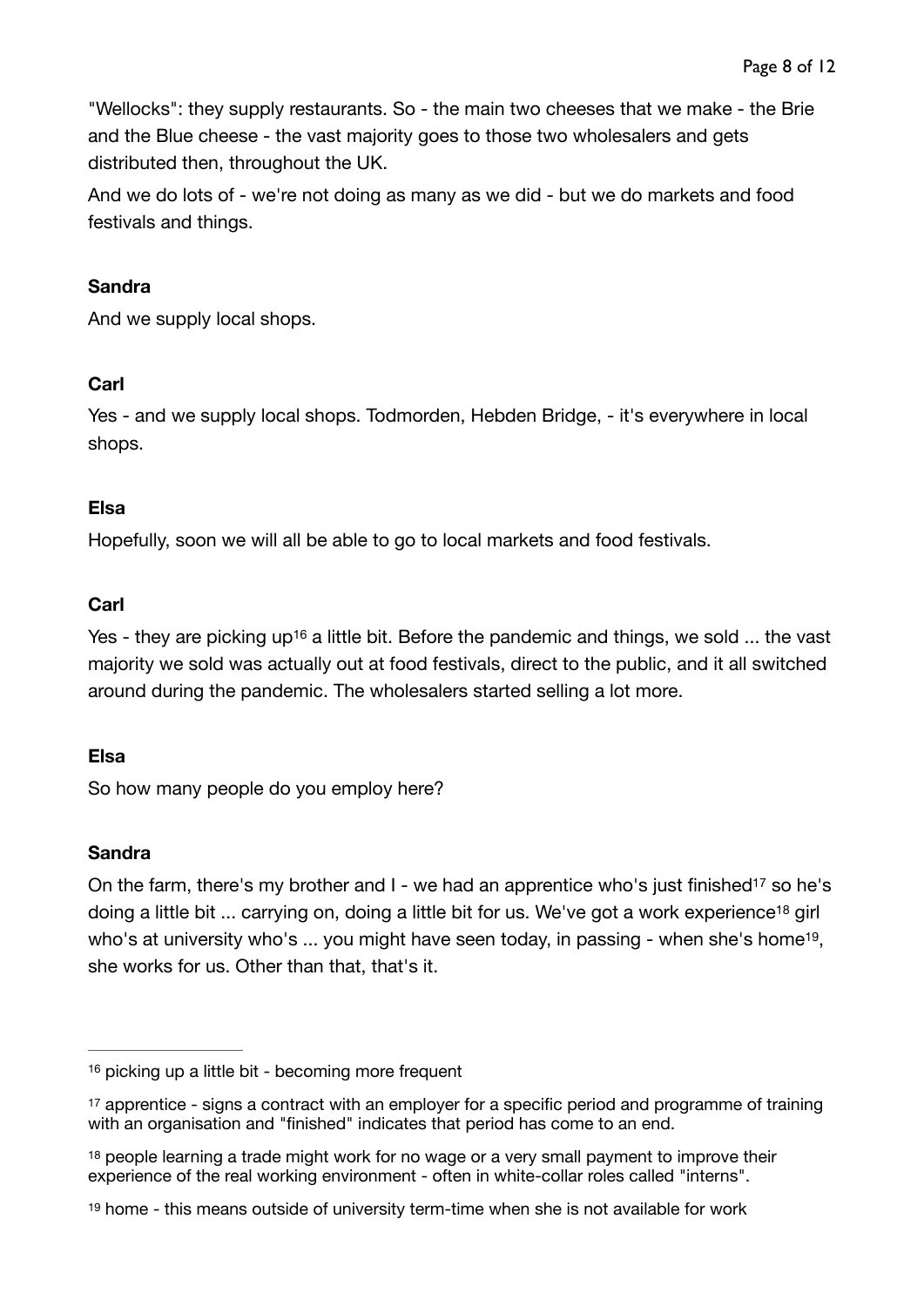"Wellocks": they supply restaurants. So - the main two cheeses that we make - the Brie and the Blue cheese - the vast majority goes to those two wholesalers and gets distributed then, throughout the UK.

And we do lots of - we're not doing as many as we did - but we do markets and food festivals and things.

**Sandra**

And we supply local shops.

**Carl**

Yes - and we supply local shops. Todmorden, Hebden Bridge, - it's everywhere in local shops.

**Elsa**

Hopefully, soon we will all be able to go to local markets and food festivals.

**Carl**

Yes - they are picking up[16] a little bit. Before the pandemic and things, we sold ... the vast majority we sold was actually out at food festivals, direct to the public, and it all switched around during the pandemic. The wholesalers started selling a lot more.

**Elsa**

So how many people do you employ here?

**Sandra**

On the farm, there's my brother and I - we had an apprentice who's just finished[17] so he's doing a little bit ... carrying on, doing a little bit for us. We've got a work experience[18] girl who's at university who's ... you might have seen today, in passing - when she's home[19], she works for us. Other than that, that's it.

---

[16] picking up a little bit - becoming more frequent

[17] apprentice - signs a contract with an employer for a specific period and programme of training with an organisation and "finished" indicates that period has come to an end.

[18] people learning a trade might work for no wage or a very small payment to improve their experience of the real working environment - often in white-collar roles called "interns".

[19] home - this means outside of university term-time when she is not available for work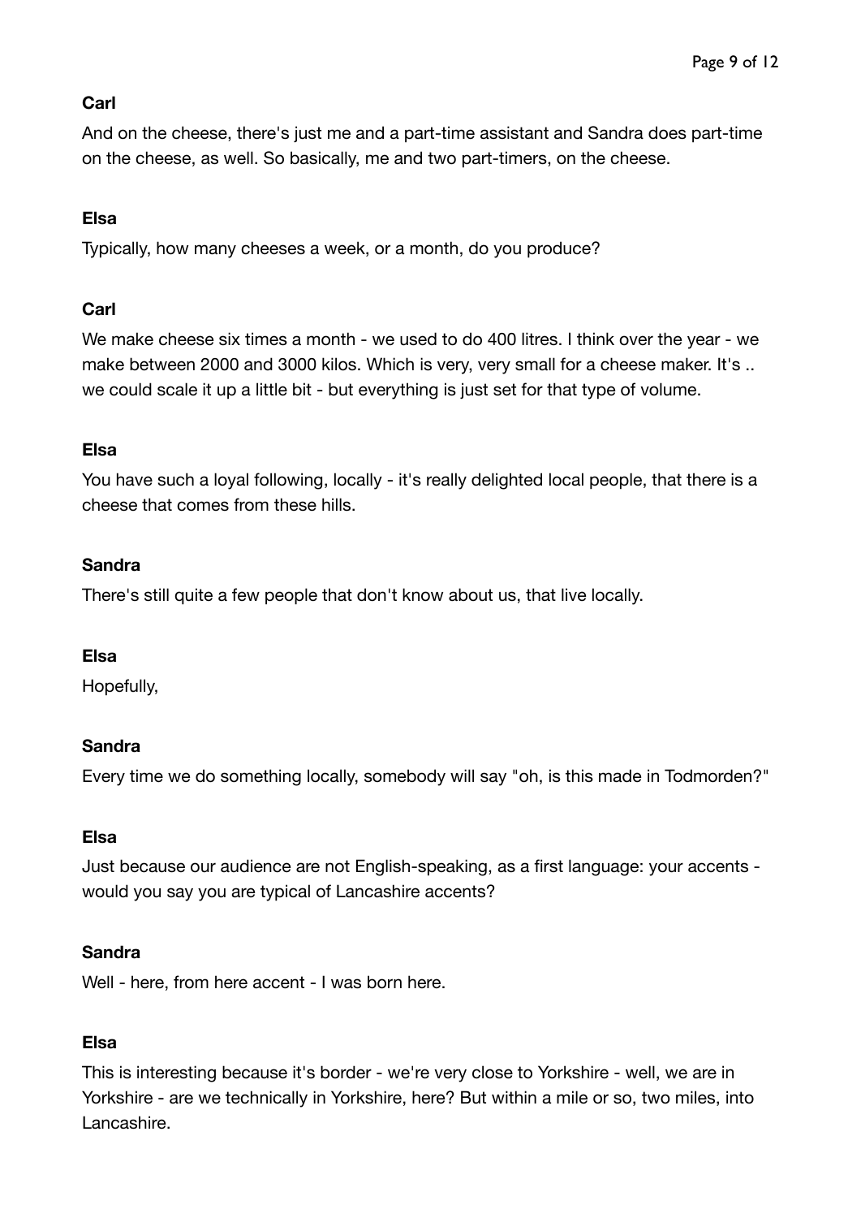**Carl**

And on the cheese, there's just me and a part-time assistant and Sandra does part-time on the cheese, as well. So basically, me and two part-timers, on the cheese.

**Elsa**

Typically, how many cheeses a week, or a month, do you produce?

**Carl**

We make cheese six times a month - we used to do 400 litres. I think over the year - we make between 2000 and 3000 kilos. Which is very, very small for a cheese maker. It's .. we could scale it up a little bit - but everything is just set for that type of volume.

**Elsa**

You have such a loyal following, locally - it's really delighted local people, that there is a cheese that comes from these hills.

**Sandra**

There's still quite a few people that don't know about us, that live locally.

**Elsa**

Hopefully,

**Sandra**

Every time we do something locally, somebody will say "oh, is this made in Todmorden?"

**Elsa**

Just because our audience are not English-speaking, as a first language: your accents - would you say you are typical of Lancashire accents?

**Sandra**

Well - here, from here accent - I was born here.

**Elsa**

This is interesting because it's border - we're very close to Yorkshire - well, we are in Yorkshire - are we technically in Yorkshire, here? But within a mile or so, two miles, into Lancashire.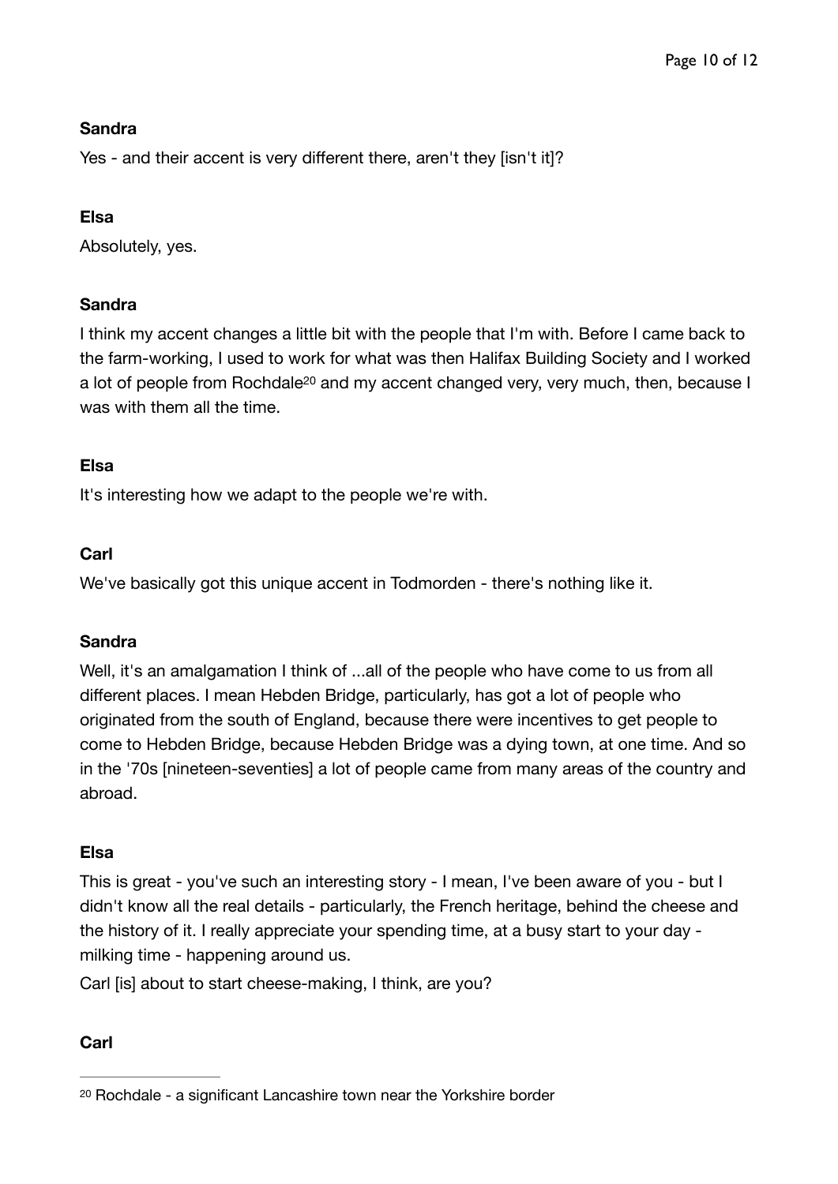**Sandra**

Yes - and their accent is very different there, aren't they [isn't it]?

**Elsa**

Absolutely, yes.

**Sandra**

I think my accent changes a little bit with the people that I'm with. Before I came back to the farm-working, I used to work for what was then Halifax Building Society and I worked a lot of people from Rochdale[20] and my accent changed very, very much, then, because I was with them all the time.

**Elsa**

It's interesting how we adapt to the people we're with.

**Carl**

We've basically got this unique accent in Todmorden - there's nothing like it.

**Sandra**

Well, it's an amalgamation I think of ...all of the people who have come to us from all different places. I mean Hebden Bridge, particularly, has got a lot of people who originated from the south of England, because there were incentives to get people to come to Hebden Bridge, because Hebden Bridge was a dying town, at one time. And so in the '70s [nineteen-seventies] a lot of people came from many areas of the country and abroad.

**Elsa**

This is great - you've such an interesting story - I mean, I've been aware of you - but I didn't know all the real details - particularly, the French heritage, behind the cheese and the history of it. I really appreciate your spending time, at a busy start to your day - milking time - happening around us.

Carl [is] about to start cheese-making, I think, are you?

**Carl**

---

[20] Rochdale - a significant Lancashire town near the Yorkshire border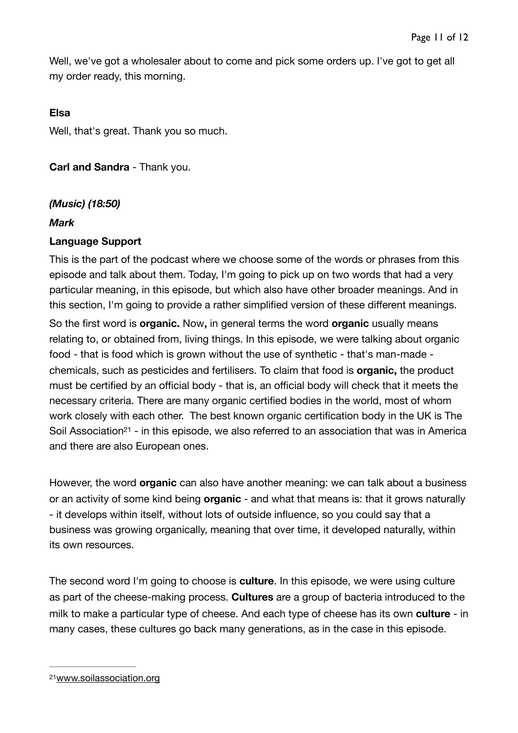Well, we've got a wholesaler about to come and pick some orders up. I've got to get all my order ready, this morning.

**Elsa**

Well, that's great. Thank you so much.

**Carl and Sandra** - Thank you.

***(Music) (18:50)***

***Mark***

**Language Support**

This is the part of the podcast where we choose some of the words or phrases from this episode and talk about them. Today, I'm going to pick up on two words that had a very particular meaning, in this episode, but which also have other broader meanings. And in this section, I'm going to provide a rather simplified version of these different meanings.

So the first word is **organic.** Now**,** in general terms the word **organic** usually means relating to, or obtained from, living things. In this episode, we were talking about organic food - that is food which is grown without the use of synthetic - that's man-made - chemicals, such as pesticides and fertilisers. To claim that food is **organic,** the product must be certified by an official body - that is, an official body will check that it meets the necessary criteria. There are many organic certified bodies in the world, most of whom work closely with each other. The best known organic certification body in the UK is The Soil Association[21] - in this episode, we also referred to an association that was in America and there are also European ones.

However, the word **organic** can also have another meaning: we can talk about a business or an activity of some kind being **organic** - and what that means is: that it grows naturally - it develops within itself, without lots of outside influence, so you could say that a business was growing organically, meaning that over time, it developed naturally, within its own resources.

The second word I'm going to choose is **culture**. In this episode, we were using culture as part of the cheese-making process. **Cultures** are a group of bacteria introduced to the milk to make a particular type of cheese. And each type of cheese has its own **culture** - in many cases, these cultures go back many generations, as in the case in this episode.

---

[21] www.soilassociation.org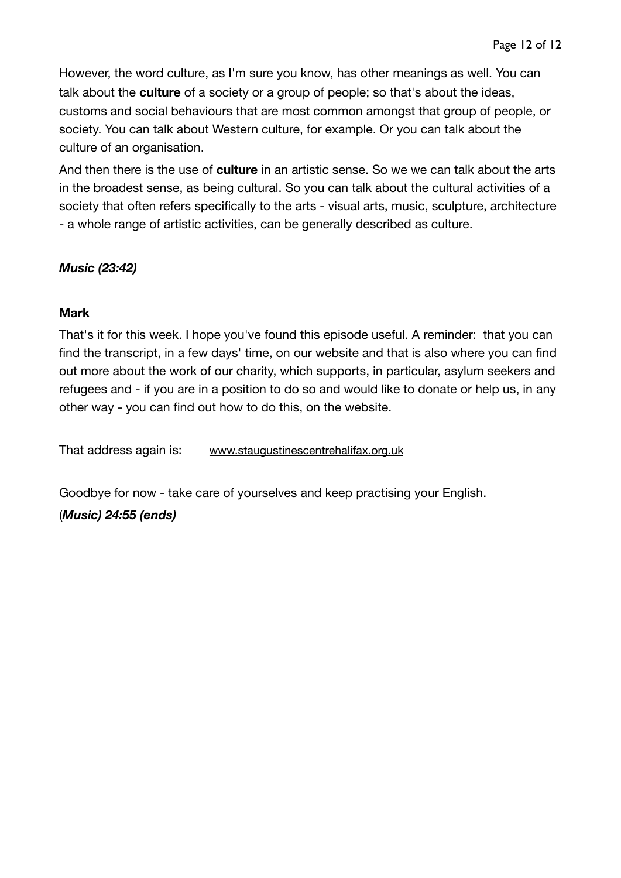However, the word culture, as I'm sure you know, has other meanings as well. You can talk about the **culture** of a society or a group of people; so that's about the ideas, customs and social behaviours that are most common amongst that group of people, or society. You can talk about Western culture, for example. Or you can talk about the culture of an organisation.

And then there is the use of **culture** in an artistic sense. So we we can talk about the arts in the broadest sense, as being cultural. So you can talk about the cultural activities of a society that often refers specifically to the arts - visual arts, music, sculpture, architecture - a whole range of artistic activities, can be generally described as culture.

***Music (23:42)***

**Mark**

That's it for this week. I hope you've found this episode useful. A reminder: that you can find the transcript, in a few days' time, on our website and that is also where you can find out more about the work of our charity, which supports, in particular, asylum seekers and refugees and - if you are in a position to do so and would like to donate or help us, in any other way - you can find out how to do this, on the website.

That address again is: www.staugustinescentrehalifax.org.uk

Goodbye for now - take care of yourselves and keep practising your English.

(***Music) 24:55 (ends)***